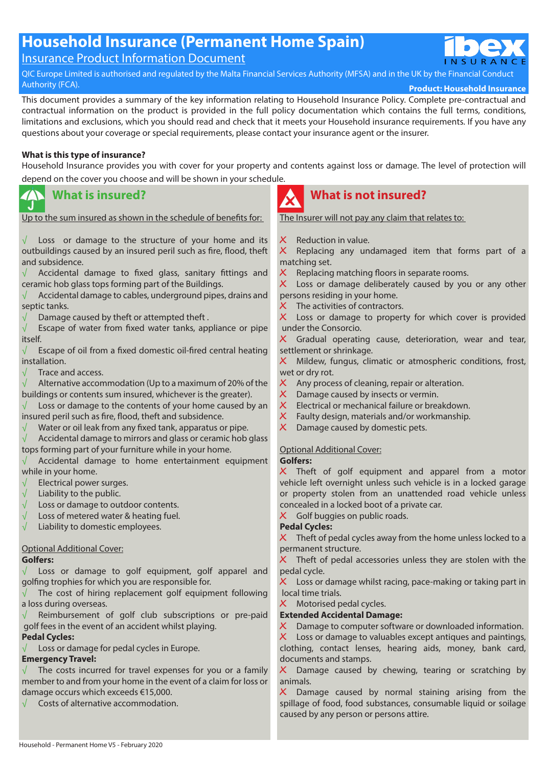# Household Insurance (Permanent Home Spain)

## Insurance Product Information Document

QIC Europe Limited is authorised and regulated by the Malta Financial Services Authority (MFSA) and in the UK by the Financial Conduct Authority (FCA).

**Product: Household Insurance**

This document provides a summary of the key information relating to Household Insurance Policy. Complete pre-contractual and contractual information on the product is provided in the full policy documentation which contains the full terms, conditions, limitations and exclusions, which you should read and check that it meets your Household insurance requirements. If you have any questions about your coverage or special requirements, please contact your insurance agent or the insurer.

**What is this type of insurance?**

Household Insurance provides you with cover for your property and contents against loss or damage. The level of protection will depend on the cover you choose and will be shown in your schedule.

## What is insured?

Up to the sum insured as shown in the schedule of benefits for:

- √ Loss or damage to the structure of your home and its outbuildings caused by an insured peril such as fire, flood, theft and subsidence.
- √ Accidental damage to fixed glass, sanitary fittings and ceramic hob glass tops forming part of the Buildings.
- √ Accidental damage to cables, underground pipes, drains and septic tanks.
- √ Damage caused by theft or attempted theft .
- √ Escape of water from fixed water tanks, appliance or pipe itself.
- √ Escape of oil from a fixed domestic oil-fired central heating installation.
- √ Trace and access.
- √ Alternative accommodation (Up to a maximum of 20% of the buildings or contents sum insured, whichever is the greater).
- √ Loss or damage to the contents of your home caused by an insured peril such as fire, flood, theft and subsidence.
- √ Water or oil leak from any fixed tank, apparatus or pipe.
- √ Accidental damage to mirrors and glass or ceramic hob glass tops forming part of your furniture while in your home.
- √ Accidental damage to home entertainment equipment while in your home.
- √ Electrical power surges.
- √ Liability to the public.
- √ Loss or damage to outdoor contents.
- √ Loss of metered water & heating fuel.
- √ Liability to domestic employees.

Optional Additional Cover:

**Golfers:**

- √ Loss or damage to golf equipment, golf apparel and golfing trophies for which you are responsible for.
- √ The cost of hiring replacement golf equipment following a loss during overseas.
- √ Reimbursement of golf club subscriptions or pre-paid golf fees in the event of an accident whilst playing.

**Pedal Cycles:**

- √ Loss or damage for pedal cycles in Europe.

**Emergency Travel:**

- √ The costs incurred for travel expenses for you or a family member to and from your home in the event of a claim for loss or damage occurs which exceeds €15,000.
- √ Costs of alternative accommodation.

## What is not insured?

The Insurer will not pay any claim that relates to:

- X Reduction in value.
- X Replacing any undamaged item that forms part of a matching set.
- X Replacing matching floors in separate rooms.
- X Loss or damage deliberately caused by you or any other persons residing in your home.
- X The activities of contractors.
- X Loss or damage to property for which cover is provided under the Consorcio.
- X Gradual operating cause, deterioration, wear and tear, settlement or shrinkage.
- X Mildew, fungus, climatic or atmospheric conditions, frost, wet or dry rot.
- X Any process of cleaning, repair or alteration.
- X Damage caused by insects or vermin.
- X Electrical or mechanical failure or breakdown.
- X Faulty design, materials and/or workmanship.
- X Damage caused by domestic pets.

Optional Additional Cover:

**Golfers:**

- X Theft of golf equipment and apparel from a motor vehicle left overnight unless such vehicle is in a locked garage or property stolen from an unattended road vehicle unless concealed in a locked boot of a private car.
- X Golf buggies on public roads.

**Pedal Cycles:**

- X Theft of pedal cycles away from the home unless locked to a permanent structure.
- X Theft of pedal accessories unless they are stolen with the pedal cycle.
- X Loss or damage whilst racing, pace-making or taking part in local time trials.
- X Motorised pedal cycles.

**Extended Accidental Damage:**

- X Damage to computer software or downloaded information.
- X Loss or damage to valuables except antiques and paintings, clothing, contact lenses, hearing aids, money, bank card, documents and stamps.
- X Damage caused by chewing, tearing or scratching by animals.
- X Damage caused by normal staining arising from the spillage of food, food substances, consumable liquid or soilage caused by any person or persons attire.

Household - Permanent Home V5 - February 2020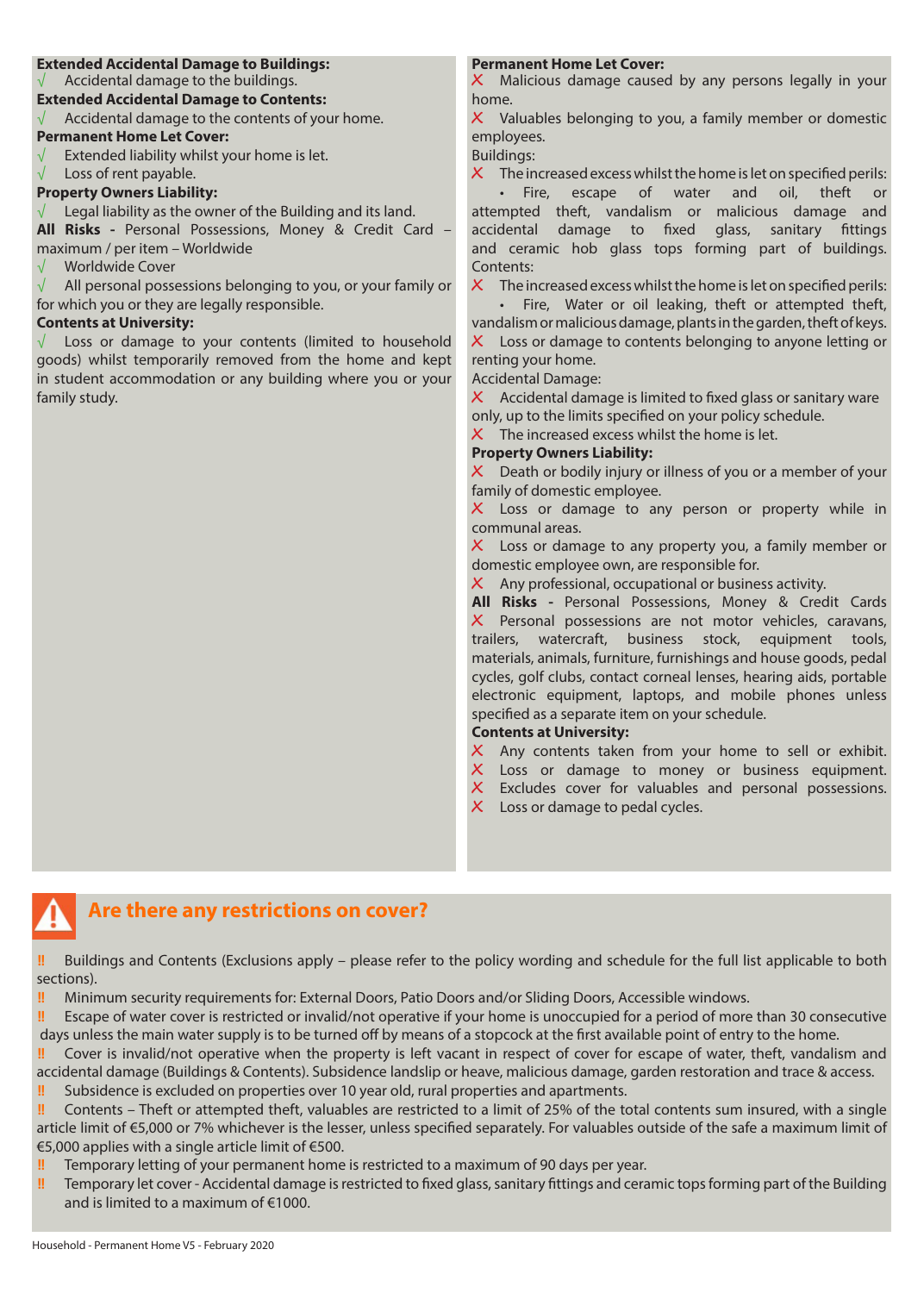**Extended Accidental Damage to Buildings:**

√ Accidental damage to the buildings.

**Extended Accidental Damage to Contents:**

√ Accidental damage to the contents of your home.

**Permanent Home Let Cover:**

√ Extended liability whilst your home is let.

√ Loss of rent payable.

**Property Owners Liability:**

√ Legal liability as the owner of the Building and its land.

**All Risks -** Personal Possessions, Money & Credit Card – maximum / per item – Worldwide

√ Worldwide Cover

√ All personal possessions belonging to you, or your family or for which you or they are legally responsible.

**Contents at University:**

√ Loss or damage to your contents (limited to household goods) whilst temporarily removed from the home and kept in student accommodation or any building where you or your family study.

**Permanent Home Let Cover:**

X Malicious damage caused by any persons legally in your home.

X Valuables belonging to you, a family member or domestic employees.

Buildings:

X The increased excess whilst the home is let on specified perils:

- Fire, escape of water and oil, theft or attempted theft, vandalism or malicious damage and accidental damage to fixed glass, sanitary fittings and ceramic hob glass tops forming part of buildings.

Contents:

X The increased excess whilst the home is let on specified perils:

- Fire, Water or oil leaking, theft or attempted theft, vandalism or malicious damage, plants in the garden, theft of keys.

X Loss or damage to contents belonging to anyone letting or renting your home.

Accidental Damage:

X Accidental damage is limited to fixed glass or sanitary ware only, up to the limits specified on your policy schedule.

X The increased excess whilst the home is let.

**Property Owners Liability:**

X Death or bodily injury or illness of you or a member of your family of domestic employee.

X Loss or damage to any person or property while in communal areas.

X Loss or damage to any property you, a family member or domestic employee own, are responsible for.

X Any professional, occupational or business activity.

**All Risks -** Personal Possessions, Money & Credit Cards

X Personal possessions are not motor vehicles, caravans, trailers, watercraft, business stock, equipment tools, materials, animals, furniture, furnishings and house goods, pedal cycles, golf clubs, contact corneal lenses, hearing aids, portable electronic equipment, laptops, and mobile phones unless specified as a separate item on your schedule.

**Contents at University:**

X Any contents taken from your home to sell or exhibit.

X Loss or damage to money or business equipment.

X Excludes cover for valuables and personal possessions.

X Loss or damage to pedal cycles.

## Are there any restrictions on cover?

!! Buildings and Contents (Exclusions apply – please refer to the policy wording and schedule for the full list applicable to both sections).

!! Minimum security requirements for: External Doors, Patio Doors and/or Sliding Doors, Accessible windows.

!! Escape of water cover is restricted or invalid/not operative if your home is unoccupied for a period of more than 30 consecutive days unless the main water supply is to be turned off by means of a stopcock at the first available point of entry to the home.

!! Cover is invalid/not operative when the property is left vacant in respect of cover for escape of water, theft, vandalism and accidental damage (Buildings & Contents). Subsidence landslip or heave, malicious damage, garden restoration and trace & access.

!! Subsidence is excluded on properties over 10 year old, rural properties and apartments.

!! Contents – Theft or attempted theft, valuables are restricted to a limit of 25% of the total contents sum insured, with a single article limit of €5,000 or 7% whichever is the lesser, unless specified separately. For valuables outside of the safe a maximum limit of €5,000 applies with a single article limit of €500.

!! Temporary letting of your permanent home is restricted to a maximum of 90 days per year.

!! Temporary let cover - Accidental damage is restricted to fixed glass, sanitary fittings and ceramic tops forming part of the Building and is limited to a maximum of €1000.

Household - Permanent Home V5 - February 2020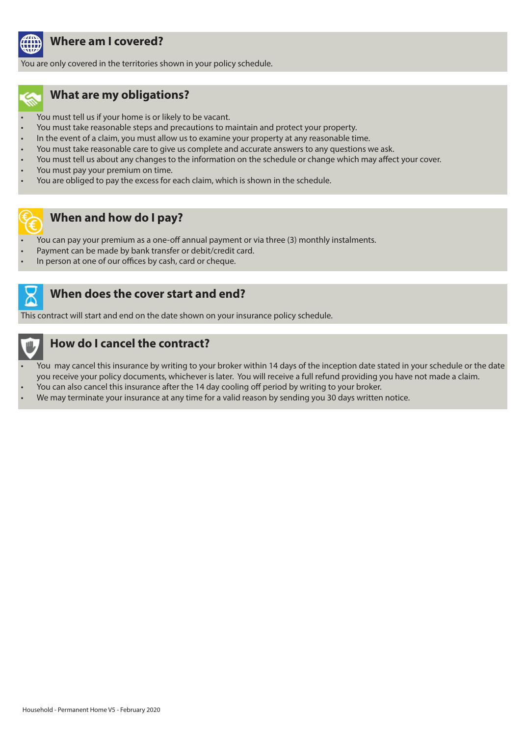## Where am I covered?

You are only covered in the territories shown in your policy schedule.

## What are my obligations?

- You must tell us if your home is or likely to be vacant.
- You must take reasonable steps and precautions to maintain and protect your property.
- In the event of a claim, you must allow us to examine your property at any reasonable time.
- You must take reasonable care to give us complete and accurate answers to any questions we ask.
- You must tell us about any changes to the information on the schedule or change which may affect your cover.
- You must pay your premium on time.
- You are obliged to pay the excess for each claim, which is shown in the schedule.

## When and how do I pay?

- You can pay your premium as a one-off annual payment or via three (3) monthly instalments.
- Payment can be made by bank transfer or debit/credit card.
- In person at one of our offices by cash, card or cheque.

## When does the cover start and end?

This contract will start and end on the date shown on your insurance policy schedule.

## How do I cancel the contract?

- You may cancel this insurance by writing to your broker within 14 days of the inception date stated in your schedule or the date you receive your policy documents, whichever is later. You will receive a full refund providing you have not made a claim.
- You can also cancel this insurance after the 14 day cooling off period by writing to your broker.
- We may terminate your insurance at any time for a valid reason by sending you 30 days written notice.